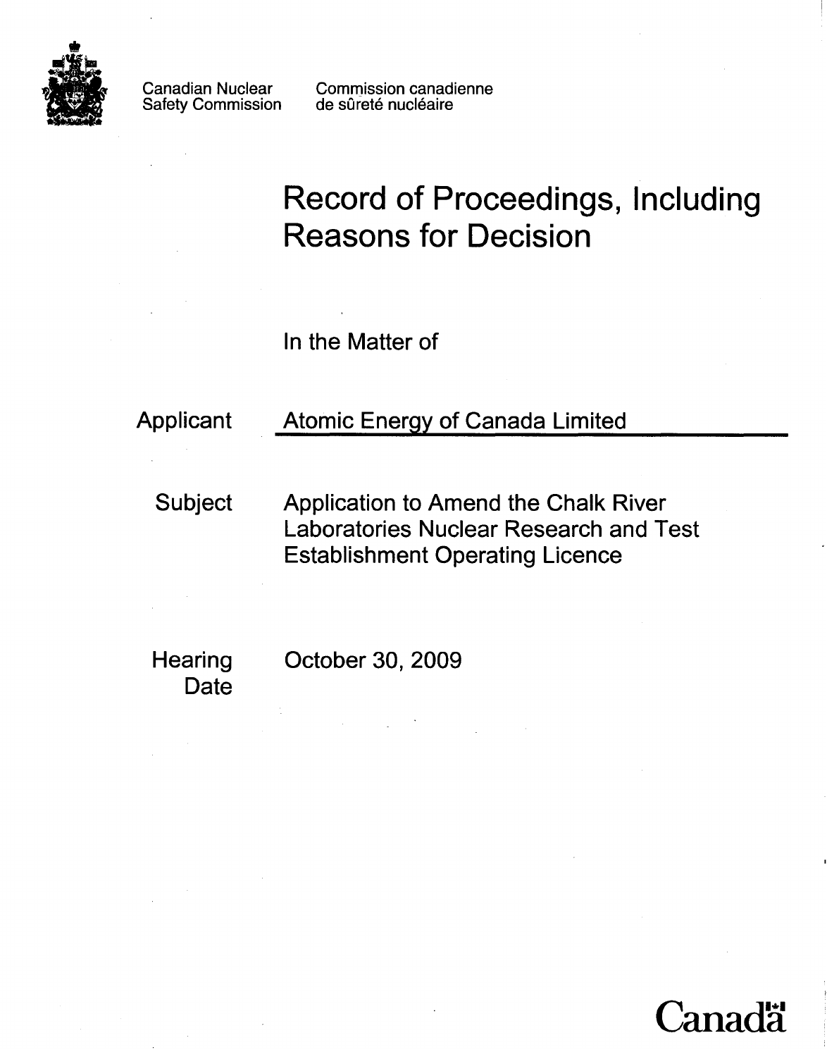Canadian Nuclear Safety Commission

Commission canadienne de sûreté nucléaire

# Record of Proceedings, Including Reasons for Decision

In the Matter of

Applicant: Atomic Energy of Canada Limited

Subject: Application to Amend the Chalk River Laboratories Nuclear Research and Test Establishment Operating Licence

Hearing Date: October 30, 2009

Canada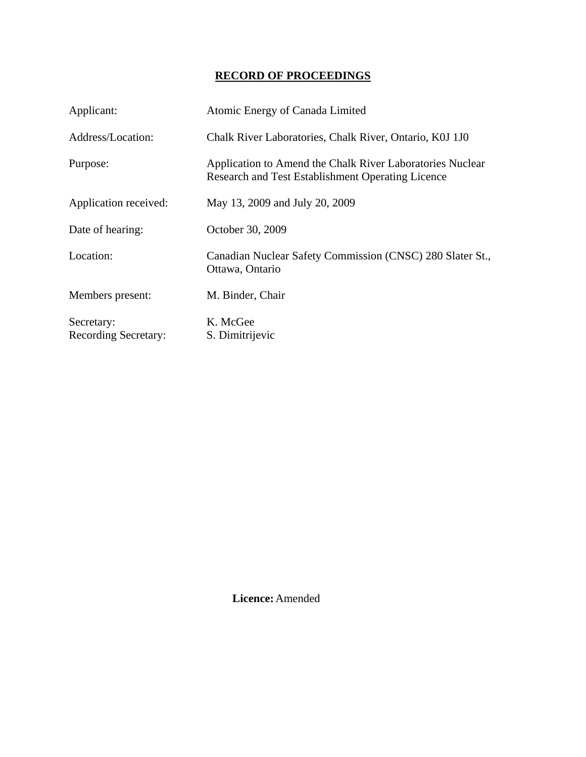# RECORD OF PROCEEDINGS

| | |
|---|---|
| Applicant: | Atomic Energy of Canada Limited |
| Address/Location: | Chalk River Laboratories, Chalk River, Ontario, K0J 1J0 |
| Purpose: | Application to Amend the Chalk River Laboratories Nuclear Research and Test Establishment Operating Licence |
| Application received: | May 13, 2009 and July 20, 2009 |
| Date of hearing: | October 30, 2009 |
| Location: | Canadian Nuclear Safety Commission (CNSC) 280 Slater St., Ottawa, Ontario |
| Members present: | M. Binder, Chair |
| Secretary: | K. McGee |
| Recording Secretary: | S. Dimitrijevic |

**Licence:** Amended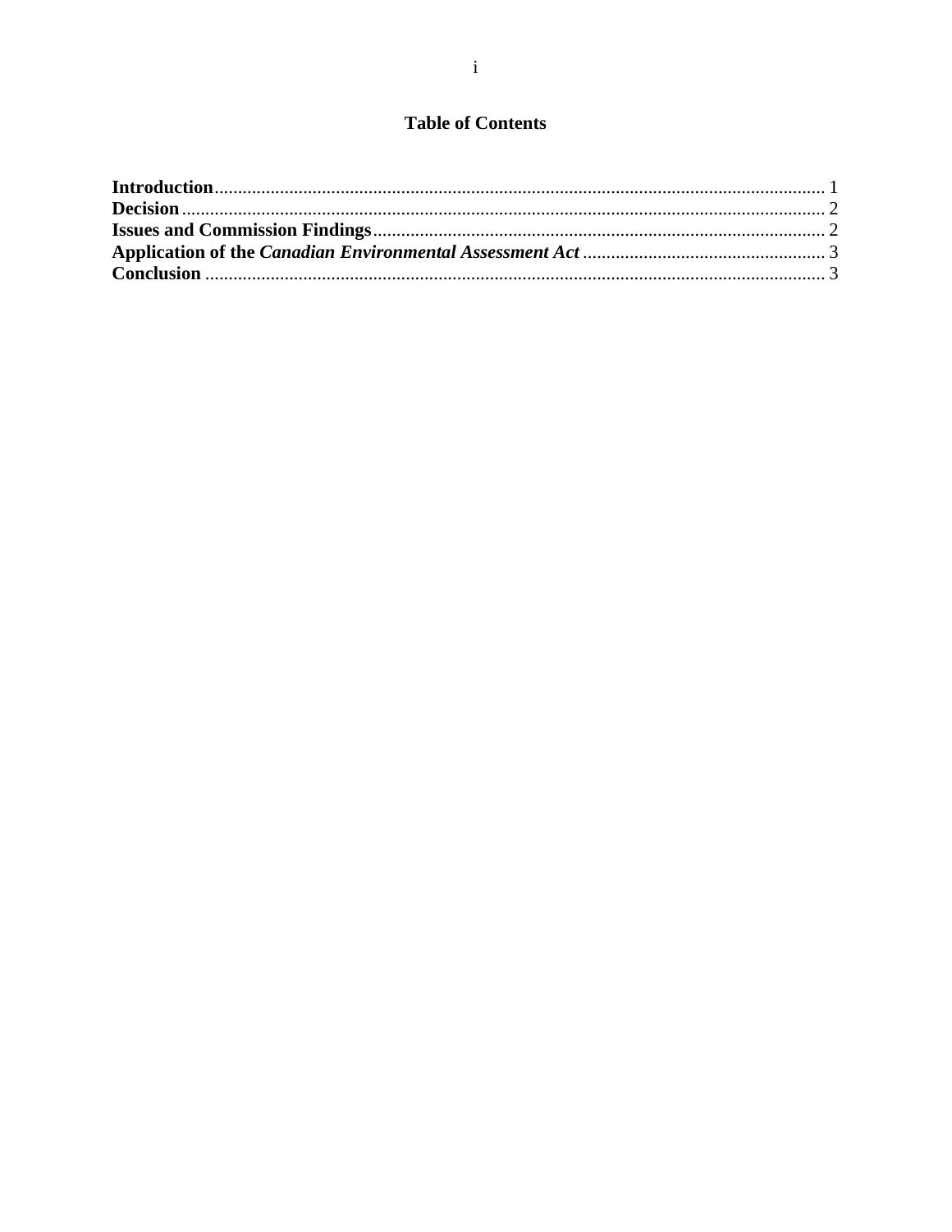## Table of Contents

**Introduction** .......... 1
**Decision** .......... 2
**Issues and Commission Findings** .......... 2
**Application of the *Canadian Environmental Assessment Act*** .......... 3
**Conclusion** .......... 3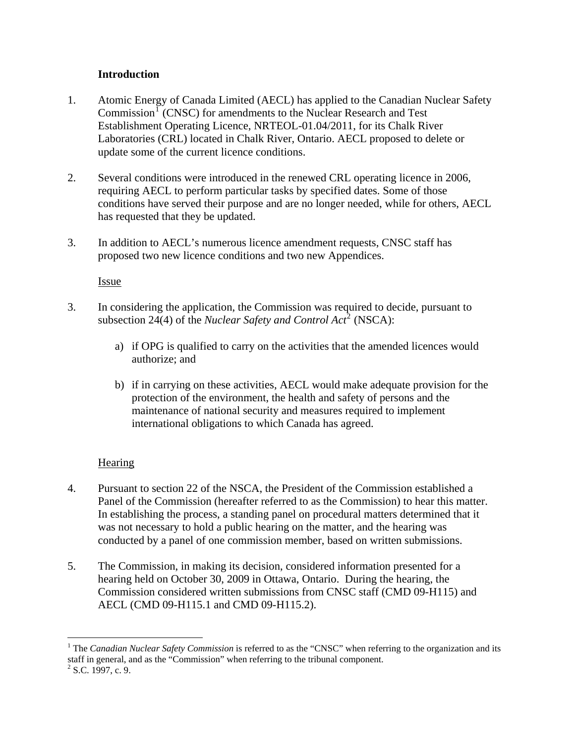## Introduction

1. Atomic Energy of Canada Limited (AECL) has applied to the Canadian Nuclear Safety Commission[1] (CNSC) for amendments to the Nuclear Research and Test Establishment Operating Licence, NRTEOL-01.04/2011, for its Chalk River Laboratories (CRL) located in Chalk River, Ontario. AECL proposed to delete or update some of the current licence conditions.

2. Several conditions were introduced in the renewed CRL operating licence in 2006, requiring AECL to perform particular tasks by specified dates. Some of those conditions have served their purpose and are no longer needed, while for others, AECL has requested that they be updated.

3. In addition to AECL's numerous licence amendment requests, CNSC staff has proposed two new licence conditions and two new Appendices.

### Issue

3. In considering the application, the Commission was required to decide, pursuant to subsection 24(4) of the *Nuclear Safety and Control Act*[2] (NSCA):

    a) if OPG is qualified to carry on the activities that the amended licences would authorize; and

    b) if in carrying on these activities, AECL would make adequate provision for the protection of the environment, the health and safety of persons and the maintenance of national security and measures required to implement international obligations to which Canada has agreed.

### Hearing

4. Pursuant to section 22 of the NSCA, the President of the Commission established a Panel of the Commission (hereafter referred to as the Commission) to hear this matter. In establishing the process, a standing panel on procedural matters determined that it was not necessary to hold a public hearing on the matter, and the hearing was conducted by a panel of one commission member, based on written submissions.

5. The Commission, in making its decision, considered information presented for a hearing held on October 30, 2009 in Ottawa, Ontario. During the hearing, the Commission considered written submissions from CNSC staff (CMD 09-H115) and AECL (CMD 09-H115.1 and CMD 09-H115.2).

---

[1] The *Canadian Nuclear Safety Commission* is referred to as the "CNSC" when referring to the organization and its staff in general, and as the "Commission" when referring to the tribunal component.

[2] S.C. 1997, c. 9.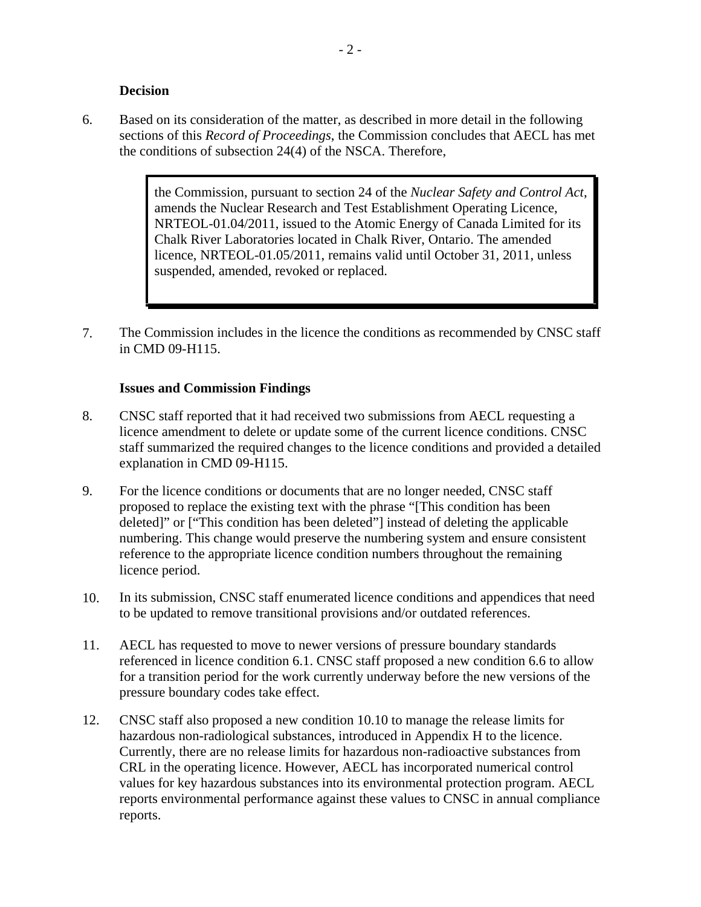**Decision**

6. Based on its consideration of the matter, as described in more detail in the following sections of this *Record of Proceedings*, the Commission concludes that AECL has met the conditions of subsection 24(4) of the NSCA. Therefore,

> the Commission, pursuant to section 24 of the *Nuclear Safety and Control Act*, amends the Nuclear Research and Test Establishment Operating Licence, NRTEOL-01.04/2011, issued to the Atomic Energy of Canada Limited for its Chalk River Laboratories located in Chalk River, Ontario. The amended licence, NRTEOL-01.05/2011, remains valid until October 31, 2011, unless suspended, amended, revoked or replaced.

7. The Commission includes in the licence the conditions as recommended by CNSC staff in CMD 09-H115.

**Issues and Commission Findings**

8. CNSC staff reported that it had received two submissions from AECL requesting a licence amendment to delete or update some of the current licence conditions. CNSC staff summarized the required changes to the licence conditions and provided a detailed explanation in CMD 09-H115.

9. For the licence conditions or documents that are no longer needed, CNSC staff proposed to replace the existing text with the phrase "[This condition has been deleted]" or ["This condition has been deleted"] instead of deleting the applicable numbering. This change would preserve the numbering system and ensure consistent reference to the appropriate licence condition numbers throughout the remaining licence period.

10. In its submission, CNSC staff enumerated licence conditions and appendices that need to be updated to remove transitional provisions and/or outdated references.

11. AECL has requested to move to newer versions of pressure boundary standards referenced in licence condition 6.1. CNSC staff proposed a new condition 6.6 to allow for a transition period for the work currently underway before the new versions of the pressure boundary codes take effect.

12. CNSC staff also proposed a new condition 10.10 to manage the release limits for hazardous non-radiological substances, introduced in Appendix H to the licence. Currently, there are no release limits for hazardous non-radioactive substances from CRL in the operating licence. However, AECL has incorporated numerical control values for key hazardous substances into its environmental protection program. AECL reports environmental performance against these values to CNSC in annual compliance reports.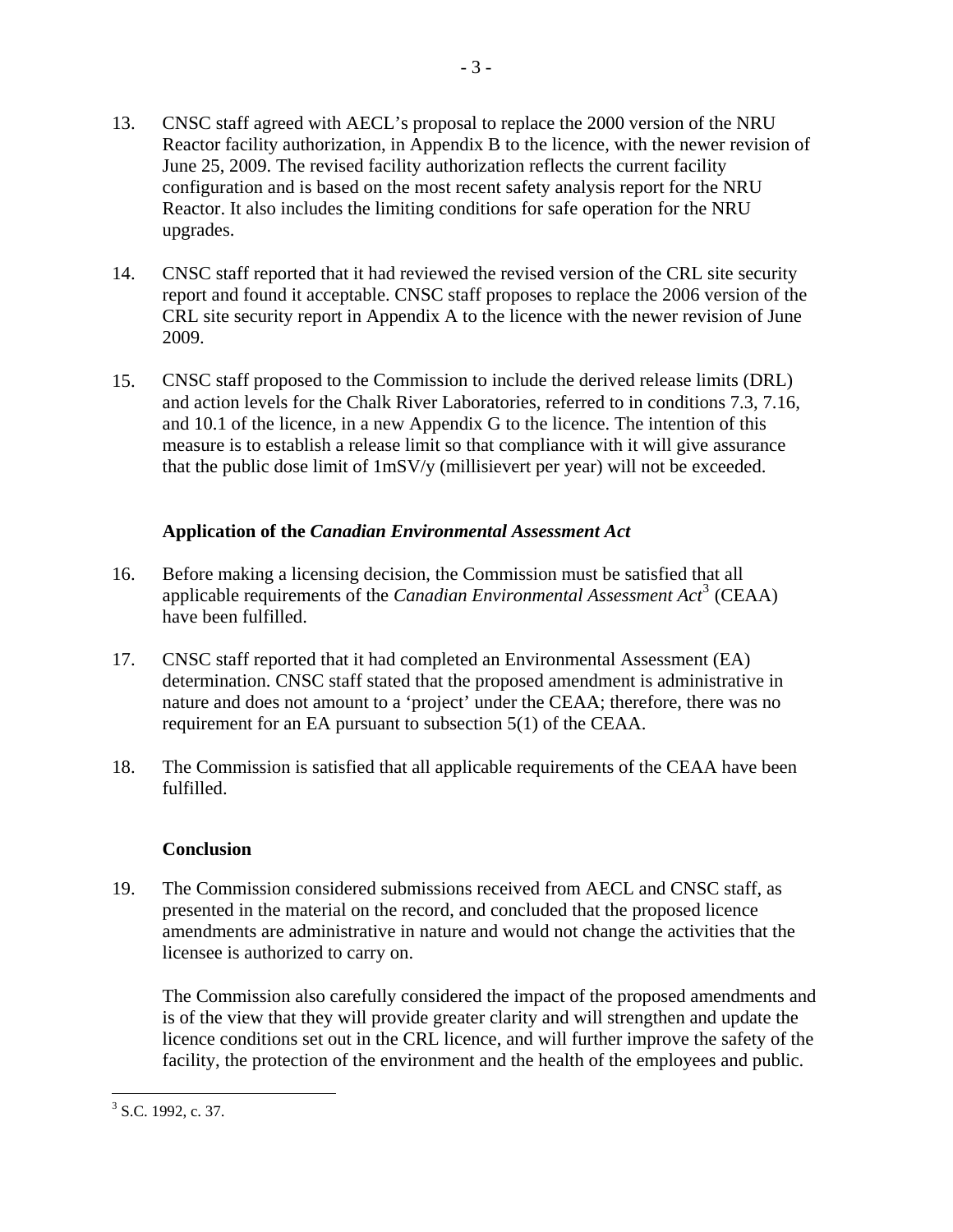13. CNSC staff agreed with AECL's proposal to replace the 2000 version of the NRU Reactor facility authorization, in Appendix B to the licence, with the newer revision of June 25, 2009. The revised facility authorization reflects the current facility configuration and is based on the most recent safety analysis report for the NRU Reactor. It also includes the limiting conditions for safe operation for the NRU upgrades.

14. CNSC staff reported that it had reviewed the revised version of the CRL site security report and found it acceptable. CNSC staff proposes to replace the 2006 version of the CRL site security report in Appendix A to the licence with the newer revision of June 2009.

15. CNSC staff proposed to the Commission to include the derived release limits (DRL) and action levels for the Chalk River Laboratories, referred to in conditions 7.3, 7.16, and 10.1 of the licence, in a new Appendix G to the licence. The intention of this measure is to establish a release limit so that compliance with it will give assurance that the public dose limit of 1mSV/y (millisievert per year) will not be exceeded.

### Application of the *Canadian Environmental Assessment Act*

16. Before making a licensing decision, the Commission must be satisfied that all applicable requirements of the *Canadian Environmental Assessment Act*[3] (CEAA) have been fulfilled.

17. CNSC staff reported that it had completed an Environmental Assessment (EA) determination. CNSC staff stated that the proposed amendment is administrative in nature and does not amount to a 'project' under the CEAA; therefore, there was no requirement for an EA pursuant to subsection 5(1) of the CEAA.

18. The Commission is satisfied that all applicable requirements of the CEAA have been fulfilled.

### Conclusion

19. The Commission considered submissions received from AECL and CNSC staff, as presented in the material on the record, and concluded that the proposed licence amendments are administrative in nature and would not change the activities that the licensee is authorized to carry on.

    The Commission also carefully considered the impact of the proposed amendments and is of the view that they will provide greater clarity and will strengthen and update the licence conditions set out in the CRL licence, and will further improve the safety of the facility, the protection of the environment and the health of the employees and public.

---

[3] S.C. 1992, c. 37.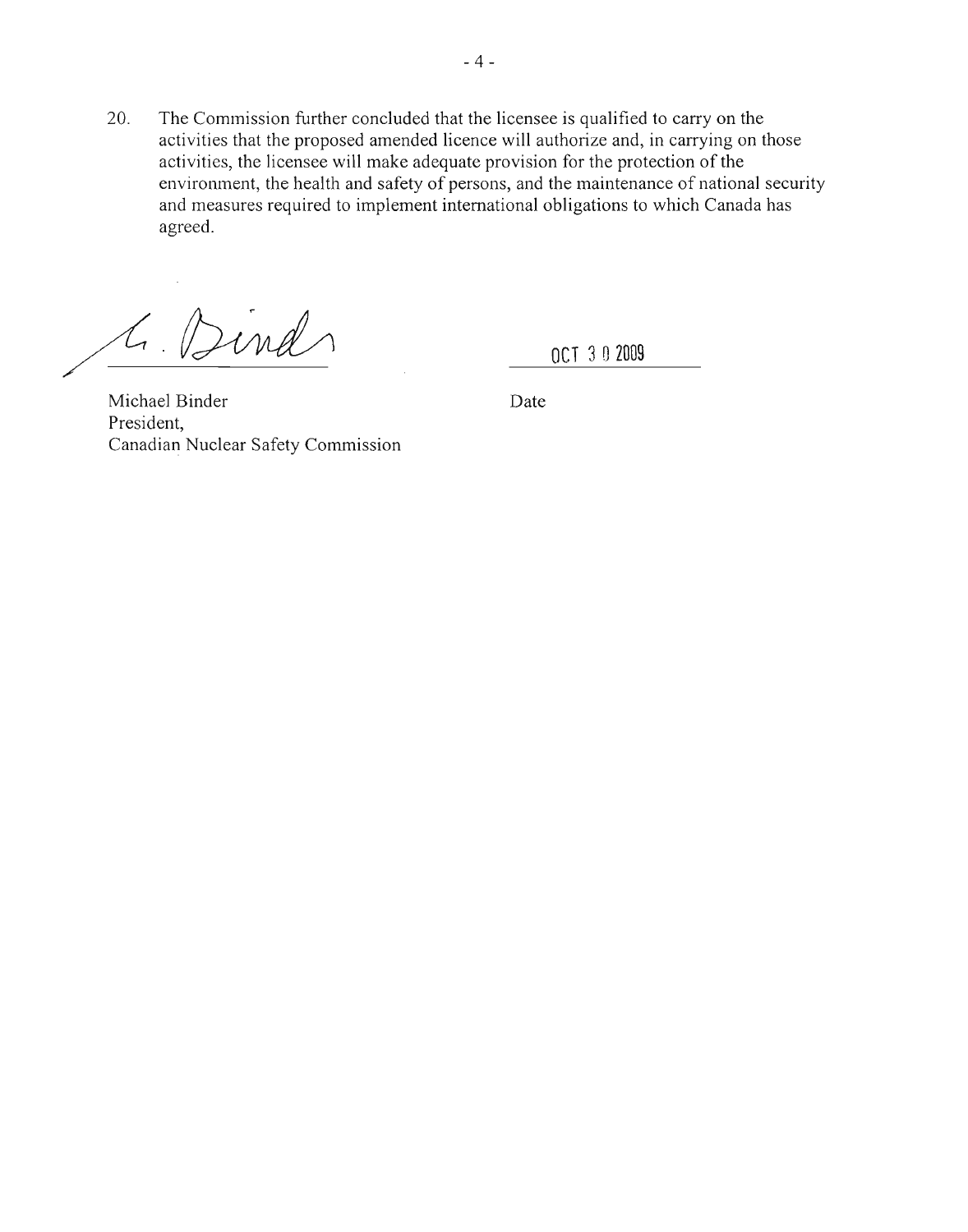20. The Commission further concluded that the licensee is qualified to carry on the activities that the proposed amended licence will authorize and, in carrying on those activities, the licensee will make adequate provision for the protection of the environment, the health and safety of persons, and the maintenance of national security and measures required to implement international obligations to which Canada has agreed.

M. Binder

Michael Binder
President,
Canadian Nuclear Safety Commission

OCT 30 2009

Date